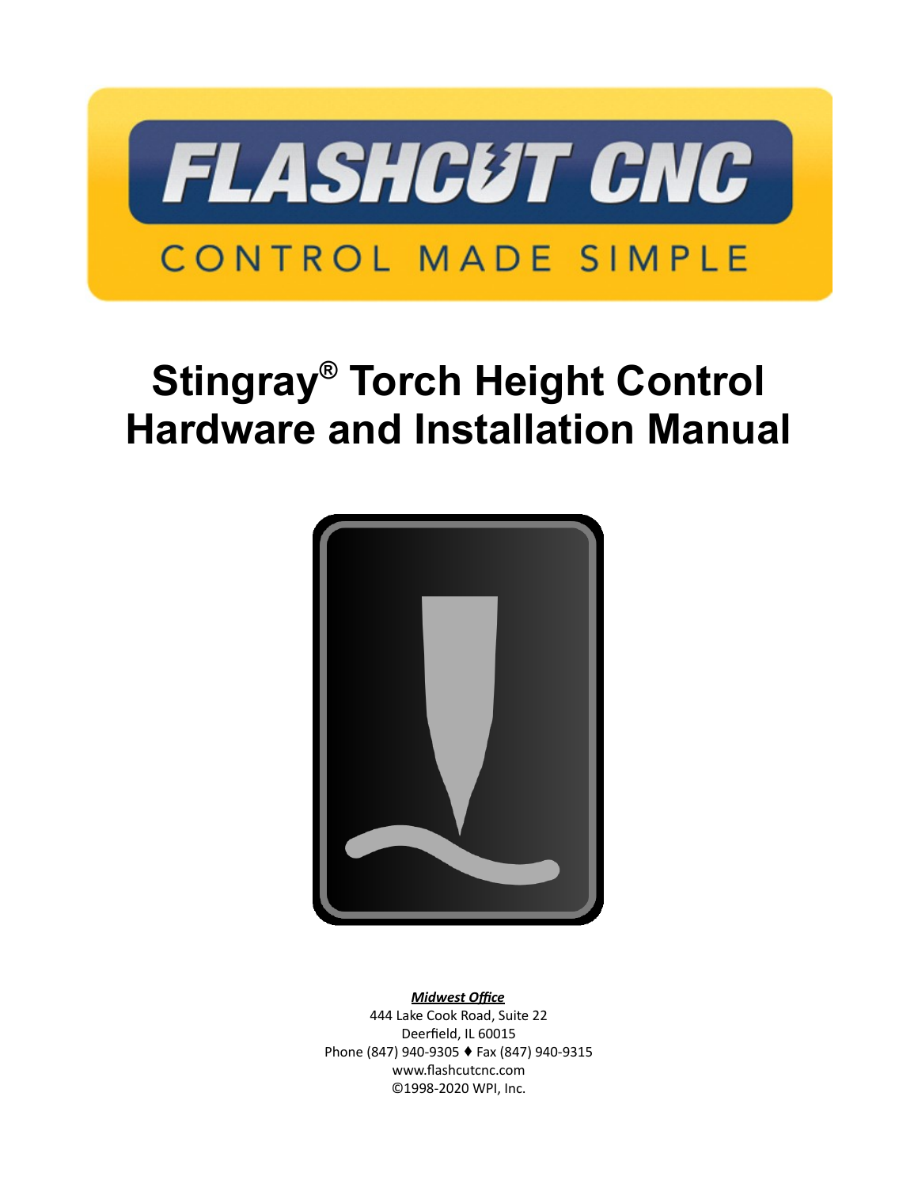FLASHCUT CNC

CONTROL MADE SIMPLE

# Stingray® Torch Height Control Hardware and Installation Manual

***Midwest Office***
444 Lake Cook Road, Suite 22
Deerfield, IL 60015
Phone (847) 940-9305 ♦ Fax (847) 940-9315
www.flashcutcnc.com
©1998-2020 WPI, Inc.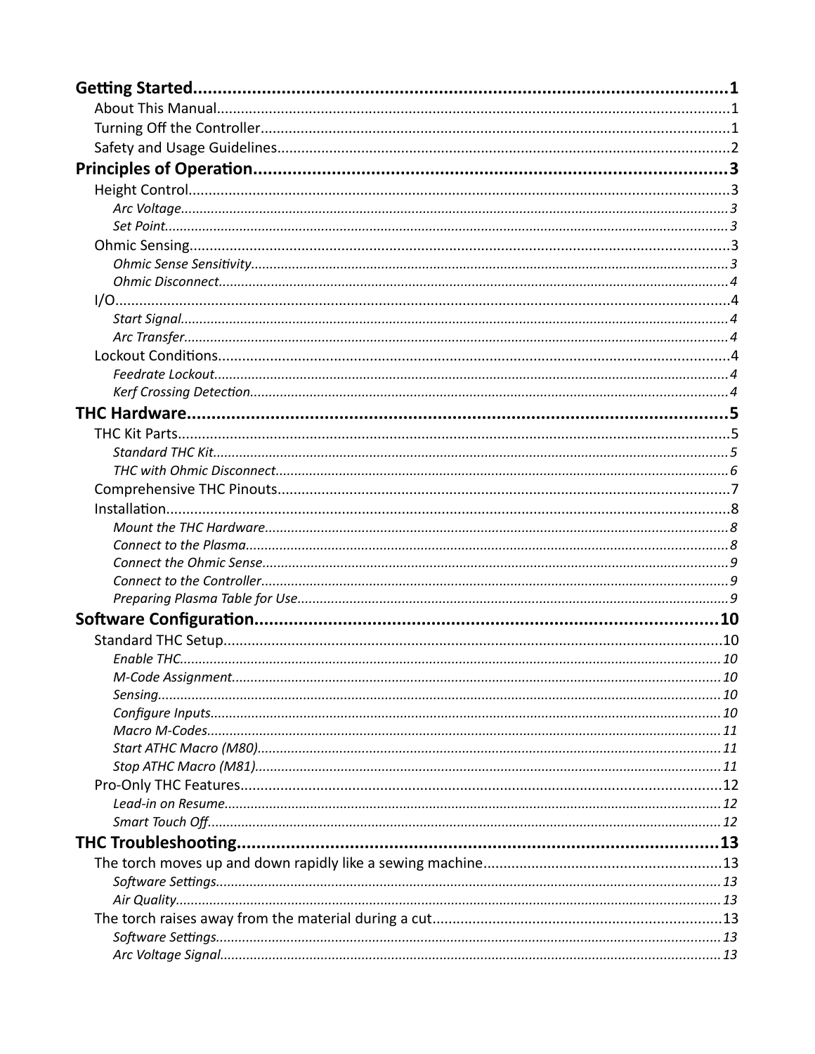**Getting Started**.........................................................................................................1

- About This Manual.........................................................................................................1
- Turning Off the Controller.........................................................................................................1
- Safety and Usage Guidelines.........................................................................................................2

**Principles of Operation**.........................................................................................................3

- Height Control.........................................................................................................3
  - *Arc Voltage*.........................................................................................................3
  - *Set Point*.........................................................................................................3
- Ohmic Sensing.........................................................................................................3
  - *Ohmic Sense Sensitivity*.........................................................................................................3
  - *Ohmic Disconnect*.........................................................................................................4
- I/O.........................................................................................................4
  - *Start Signal*.........................................................................................................4
  - *Arc Transfer*.........................................................................................................4
- Lockout Conditions.........................................................................................................4
  - *Feedrate Lockout*.........................................................................................................4
  - *Kerf Crossing Detection*.........................................................................................................4

**THC Hardware**.........................................................................................................5

- THC Kit Parts.........................................................................................................5
  - *Standard THC Kit*.........................................................................................................5
  - *THC with Ohmic Disconnect*.........................................................................................................6
- Comprehensive THC Pinouts.........................................................................................................7
- Installation.........................................................................................................8
  - *Mount the THC Hardware*.........................................................................................................8
  - *Connect to the Plasma*.........................................................................................................8
  - *Connect the Ohmic Sense*.........................................................................................................9
  - *Connect to the Controller*.........................................................................................................9
  - *Preparing Plasma Table for Use*.........................................................................................................9

**Software Configuration**.........................................................................................................10

- Standard THC Setup.........................................................................................................10
  - *Enable THC*.........................................................................................................10
  - *M-Code Assignment*.........................................................................................................10
  - *Sensing*.........................................................................................................10
  - *Configure Inputs*.........................................................................................................10
  - *Macro M-Codes*.........................................................................................................11
  - *Start ATHC Macro (M80)*.........................................................................................................11
  - *Stop ATHC Macro (M81)*.........................................................................................................11
- Pro-Only THC Features.........................................................................................................12
  - *Lead-in on Resume*.........................................................................................................12
  - *Smart Touch Off*.........................................................................................................12

**THC Troubleshooting**.........................................................................................................13

- The torch moves up and down rapidly like a sewing machine.........................................................................................................13
  - *Software Settings*.........................................................................................................13
  - *Air Quality*.........................................................................................................13
- The torch raises away from the material during a cut.........................................................................................................13
  - *Software Settings*.........................................................................................................13
  - *Arc Voltage Signal*.........................................................................................................13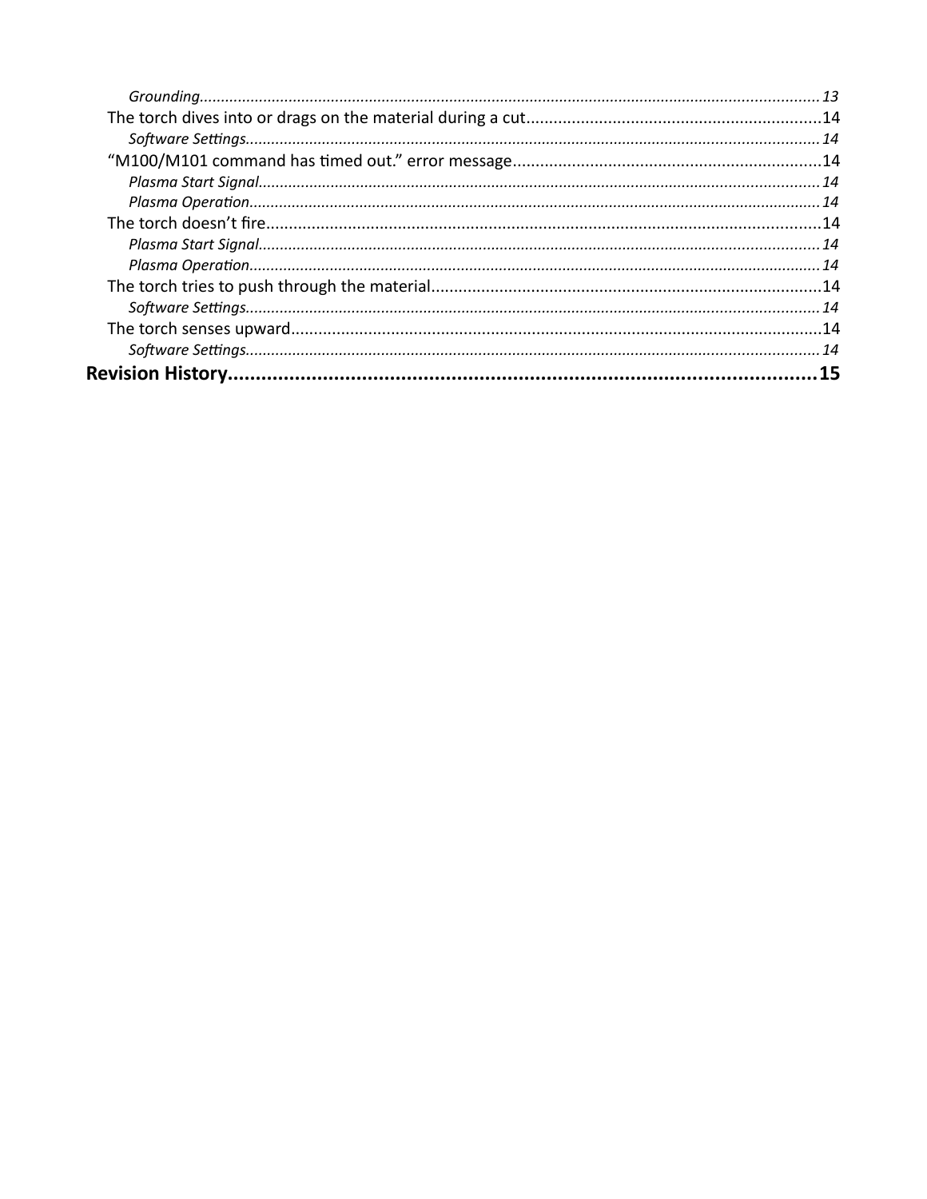*Grounding* ........ 13

The torch dives into or drags on the material during a cut ........ 14

*Software Settings* ........ 14

“M100/M101 command has timed out.” error message ........ 14

*Plasma Start Signal* ........ 14

*Plasma Operation* ........ 14

The torch doesn’t fire ........ 14

*Plasma Start Signal* ........ 14

*Plasma Operation* ........ 14

The torch tries to push through the material ........ 14

*Software Settings* ........ 14

The torch senses upward ........ 14

*Software Settings* ........ 14

**Revision History ........ 15**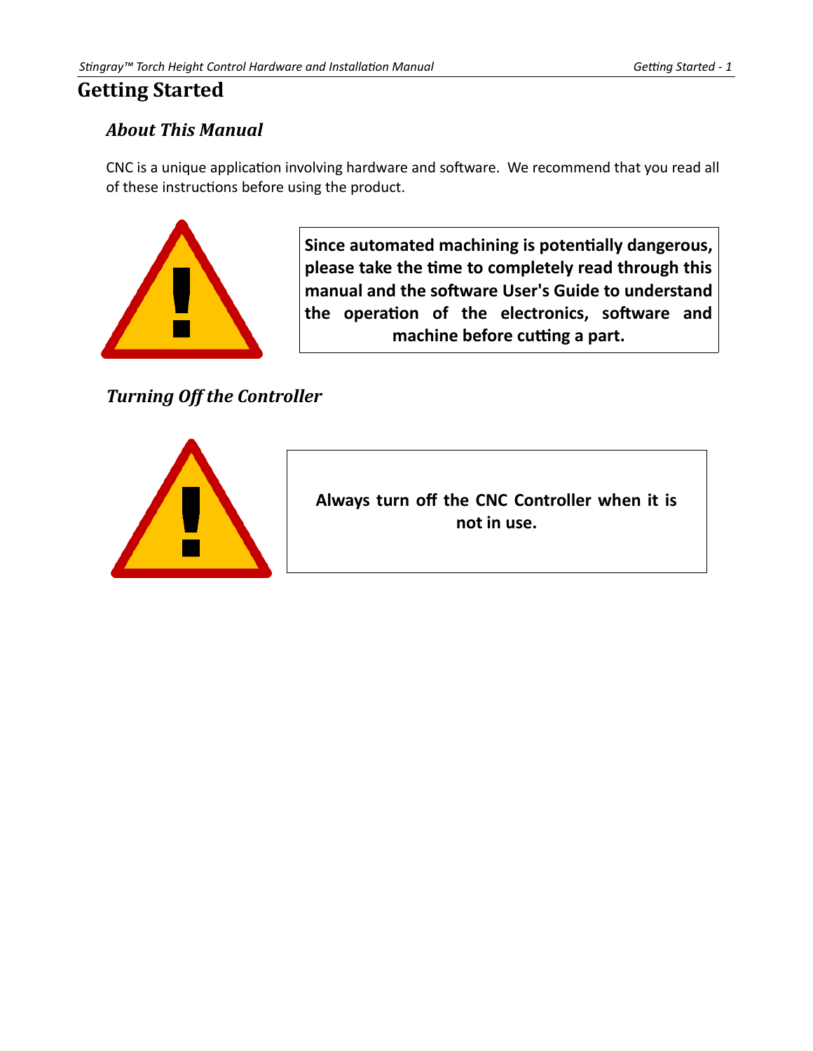# Getting Started

## *About This Manual*

CNC is a unique application involving hardware and software. We recommend that you read all of these instructions before using the product.

**Since automated machining is potentially dangerous, please take the time to completely read through this manual and the software User's Guide to understand the operation of the electronics, software and machine before cutting a part.**

## *Turning Off the Controller*

**Always turn off the CNC Controller when it is not in use.**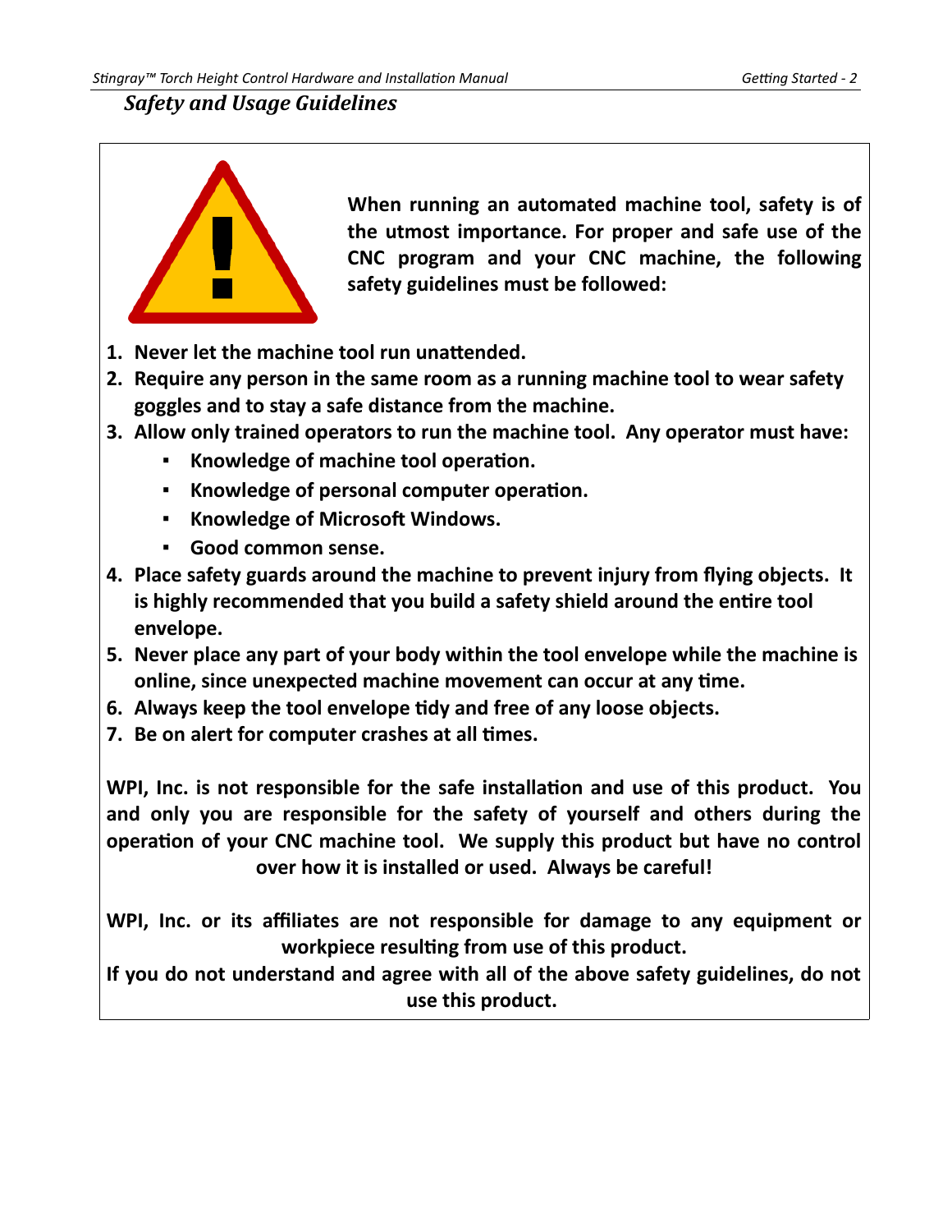## *Safety and Usage Guidelines*

**When running an automated machine tool, safety is of the utmost importance. For proper and safe use of the CNC program and your CNC machine, the following safety guidelines must be followed:**

1. **Never let the machine tool run unattended.**
2. **Require any person in the same room as a running machine tool to wear safety goggles and to stay a safe distance from the machine.**
3. **Allow only trained operators to run the machine tool. Any operator must have:**
   - **Knowledge of machine tool operation.**
   - **Knowledge of personal computer operation.**
   - **Knowledge of Microsoft Windows.**
   - **Good common sense.**
4. **Place safety guards around the machine to prevent injury from flying objects. It is highly recommended that you build a safety shield around the entire tool envelope.**
5. **Never place any part of your body within the tool envelope while the machine is online, since unexpected machine movement can occur at any time.**
6. **Always keep the tool envelope tidy and free of any loose objects.**
7. **Be on alert for computer crashes at all times.**

**WPI, Inc. is not responsible for the safe installation and use of this product. You and only you are responsible for the safety of yourself and others during the operation of your CNC machine tool. We supply this product but have no control over how it is installed or used. Always be careful!**

**WPI, Inc. or its affiliates are not responsible for damage to any equipment or workpiece resulting from use of this product.**

**If you do not understand and agree with all of the above safety guidelines, do not use this product.**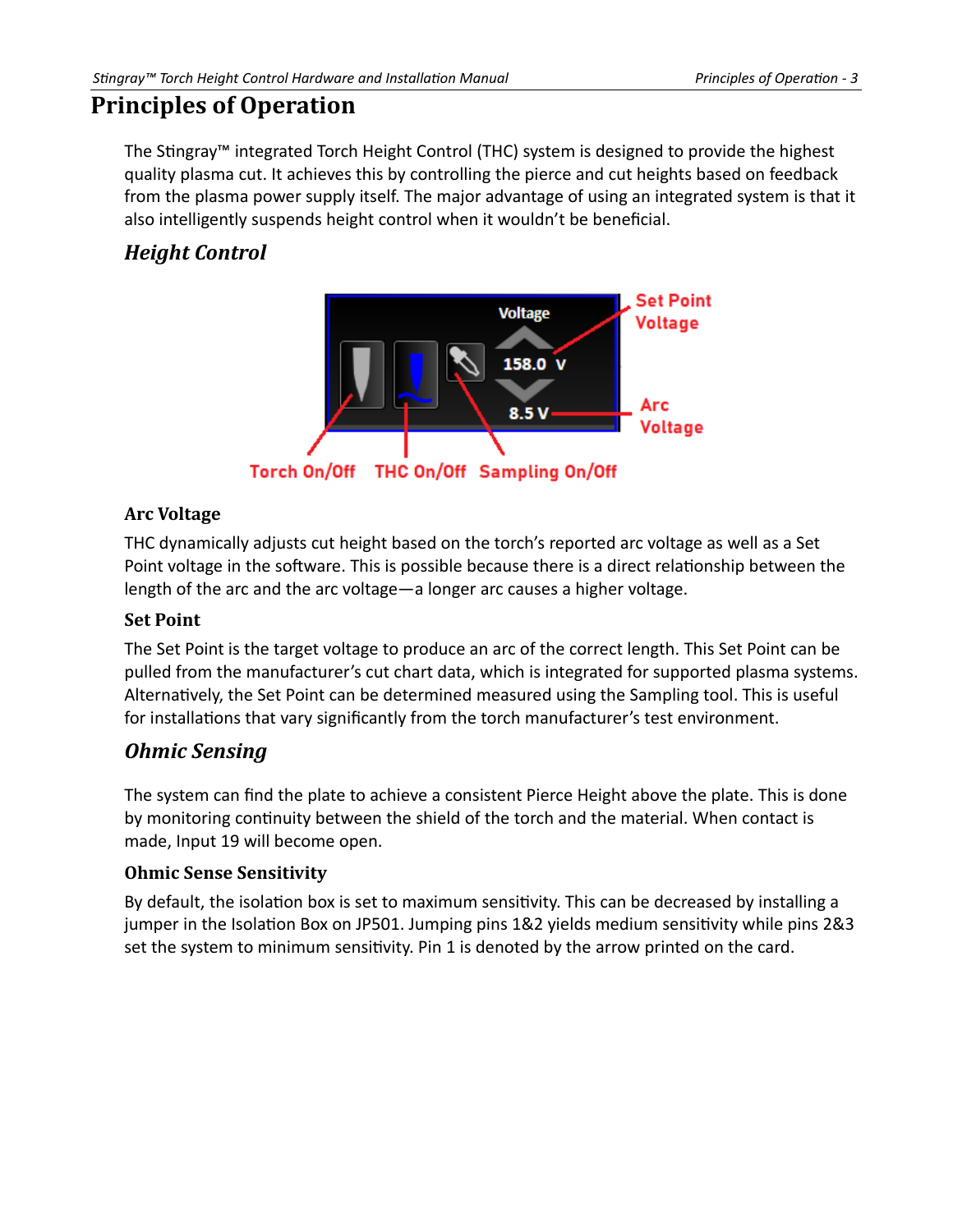# Principles of Operation

The Stingray™ integrated Torch Height Control (THC) system is designed to provide the highest quality plasma cut. It achieves this by controlling the pierce and cut heights based on feedback from the plasma power supply itself. The major advantage of using an integrated system is that it also intelligently suspends height control when it wouldn't be beneficial.

## *Height Control*

### Arc Voltage

THC dynamically adjusts cut height based on the torch's reported arc voltage as well as a Set Point voltage in the software. This is possible because there is a direct relationship between the length of the arc and the arc voltage—a longer arc causes a higher voltage.

### Set Point

The Set Point is the target voltage to produce an arc of the correct length. This Set Point can be pulled from the manufacturer's cut chart data, which is integrated for supported plasma systems. Alternatively, the Set Point can be determined measured using the Sampling tool. This is useful for installations that vary significantly from the torch manufacturer's test environment.

## *Ohmic Sensing*

The system can find the plate to achieve a consistent Pierce Height above the plate. This is done by monitoring continuity between the shield of the torch and the material. When contact is made, Input 19 will become open.

### Ohmic Sense Sensitivity

By default, the isolation box is set to maximum sensitivity. This can be decreased by installing a jumper in the Isolation Box on JP501. Jumping pins 1&2 yields medium sensitivity while pins 2&3 set the system to minimum sensitivity. Pin 1 is denoted by the arrow printed on the card.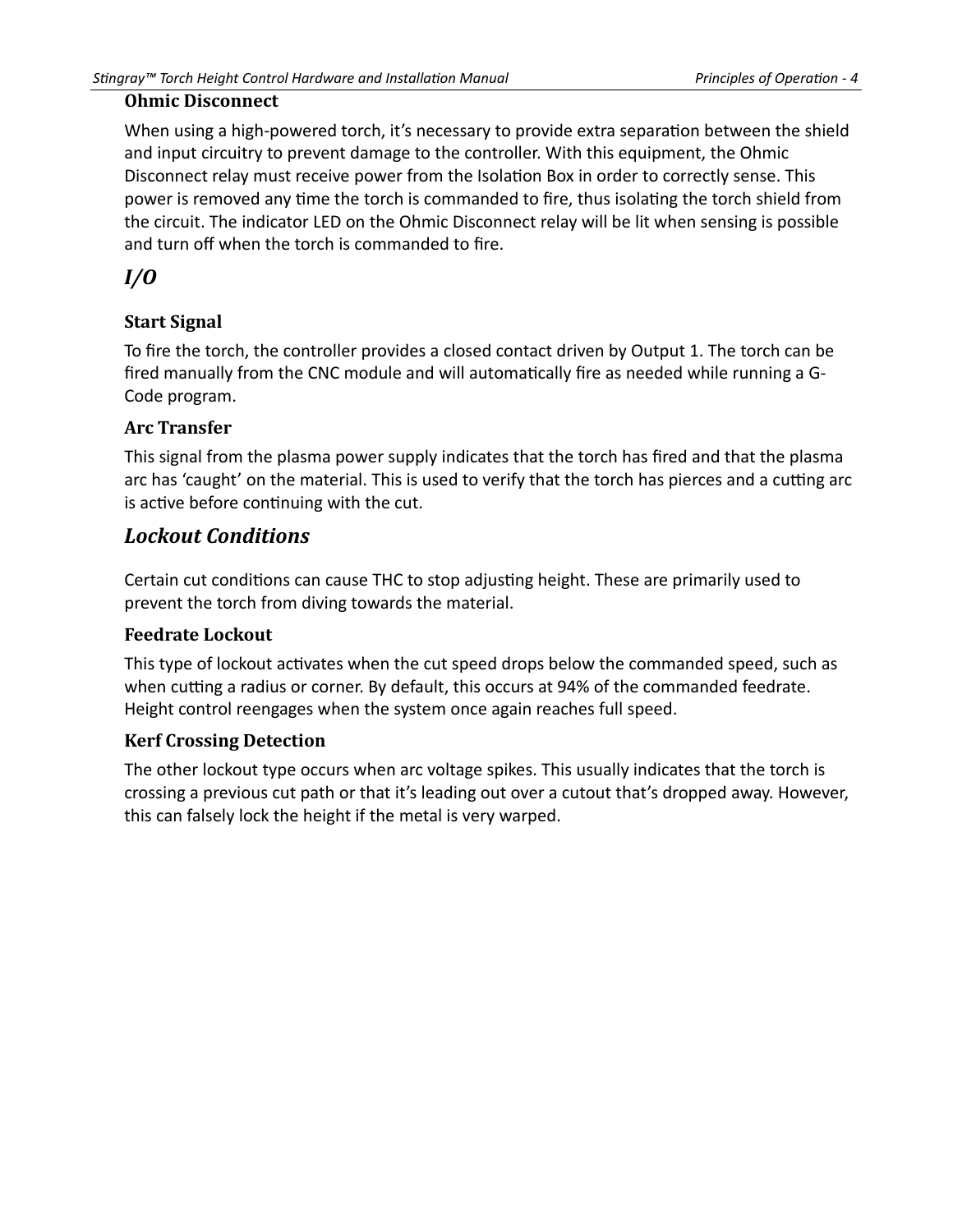### Ohmic Disconnect

When using a high-powered torch, it's necessary to provide extra separation between the shield and input circuitry to prevent damage to the controller. With this equipment, the Ohmic Disconnect relay must receive power from the Isolation Box in order to correctly sense. This power is removed any time the torch is commanded to fire, thus isolating the torch shield from the circuit. The indicator LED on the Ohmic Disconnect relay will be lit when sensing is possible and turn off when the torch is commanded to fire.

## *I/O*

### Start Signal

To fire the torch, the controller provides a closed contact driven by Output 1. The torch can be fired manually from the CNC module and will automatically fire as needed while running a G-Code program.

### Arc Transfer

This signal from the plasma power supply indicates that the torch has fired and that the plasma arc has 'caught' on the material. This is used to verify that the torch has pierces and a cutting arc is active before continuing with the cut.

## *Lockout Conditions*

Certain cut conditions can cause THC to stop adjusting height. These are primarily used to prevent the torch from diving towards the material.

### Feedrate Lockout

This type of lockout activates when the cut speed drops below the commanded speed, such as when cutting a radius or corner. By default, this occurs at 94% of the commanded feedrate. Height control reengages when the system once again reaches full speed.

### Kerf Crossing Detection

The other lockout type occurs when arc voltage spikes. This usually indicates that the torch is crossing a previous cut path or that it's leading out over a cutout that's dropped away. However, this can falsely lock the height if the metal is very warped.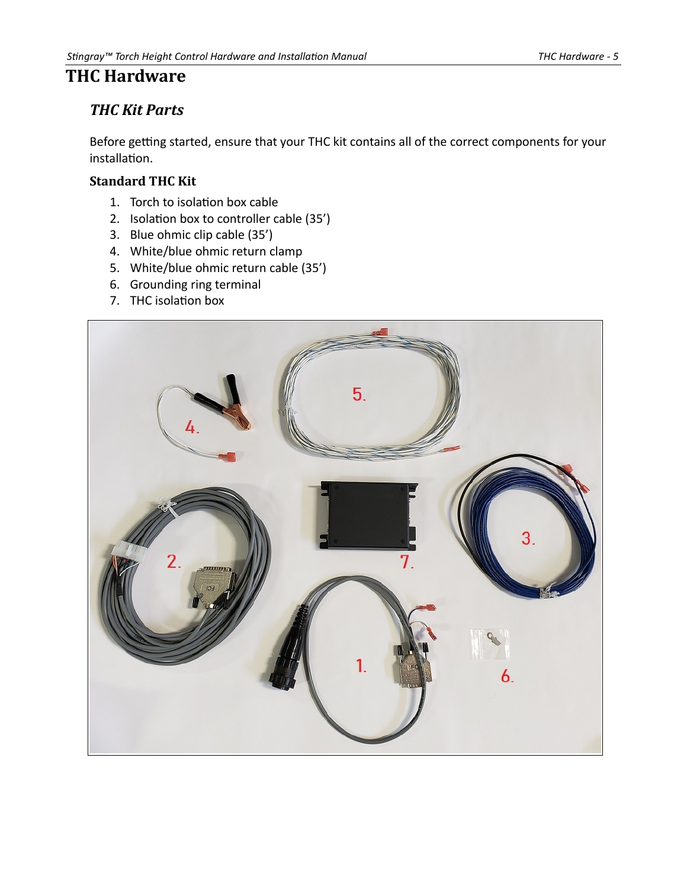# THC Hardware

## THC Kit Parts

Before getting started, ensure that your THC kit contains all of the correct components for your installation.

### Standard THC Kit

1. Torch to isolation box cable
2. Isolation box to controller cable (35')
3. Blue ohmic clip cable (35')
4. White/blue ohmic return clamp
5. White/blue ohmic return cable (35')
6. Grounding ring terminal
7. THC isolation box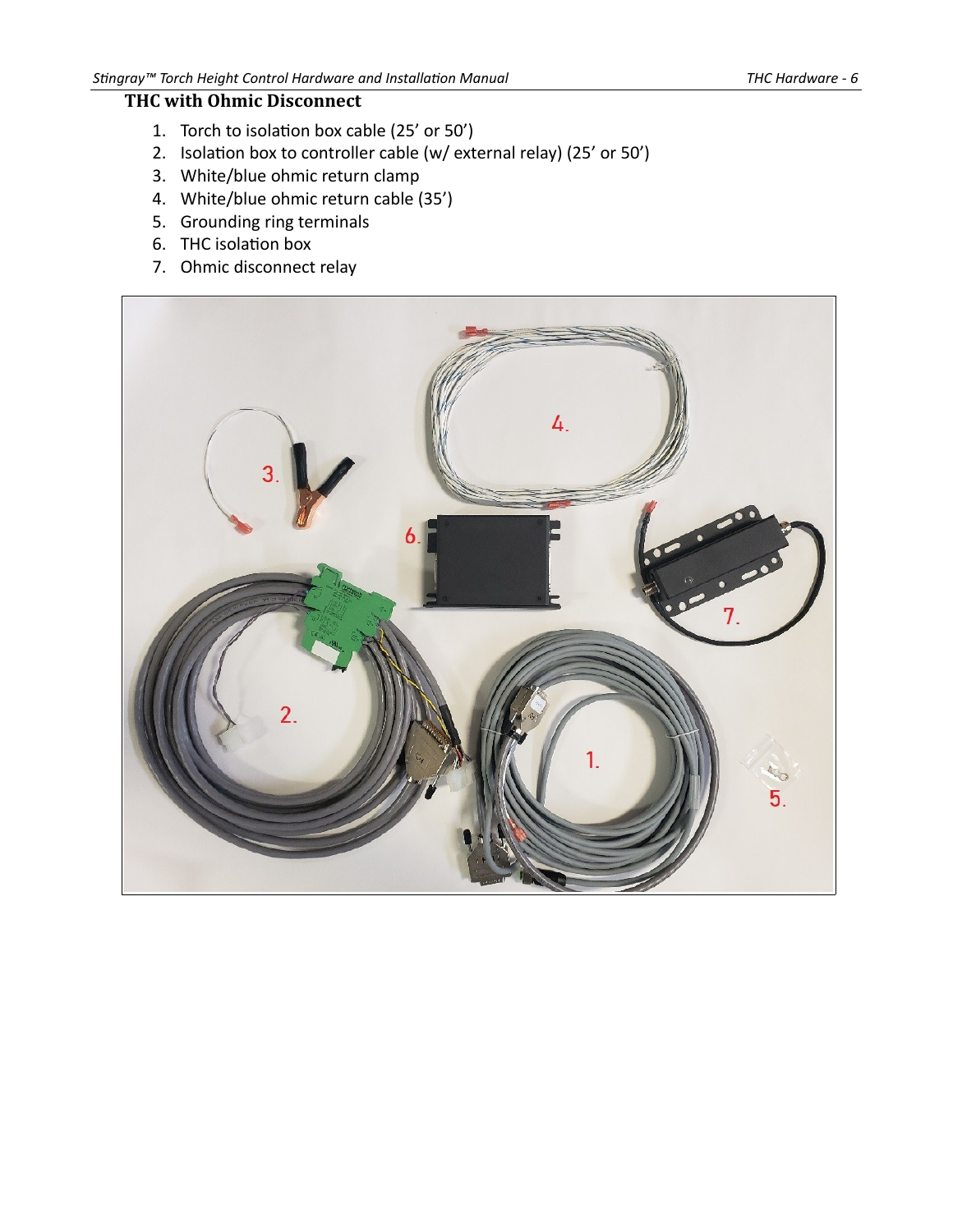## THC with Ohmic Disconnect

1. Torch to isolation box cable (25' or 50')
2. Isolation box to controller cable (w/ external relay) (25' or 50')
3. White/blue ohmic return clamp
4. White/blue ohmic return cable (35')
5. Grounding ring terminals
6. THC isolation box
7. Ohmic disconnect relay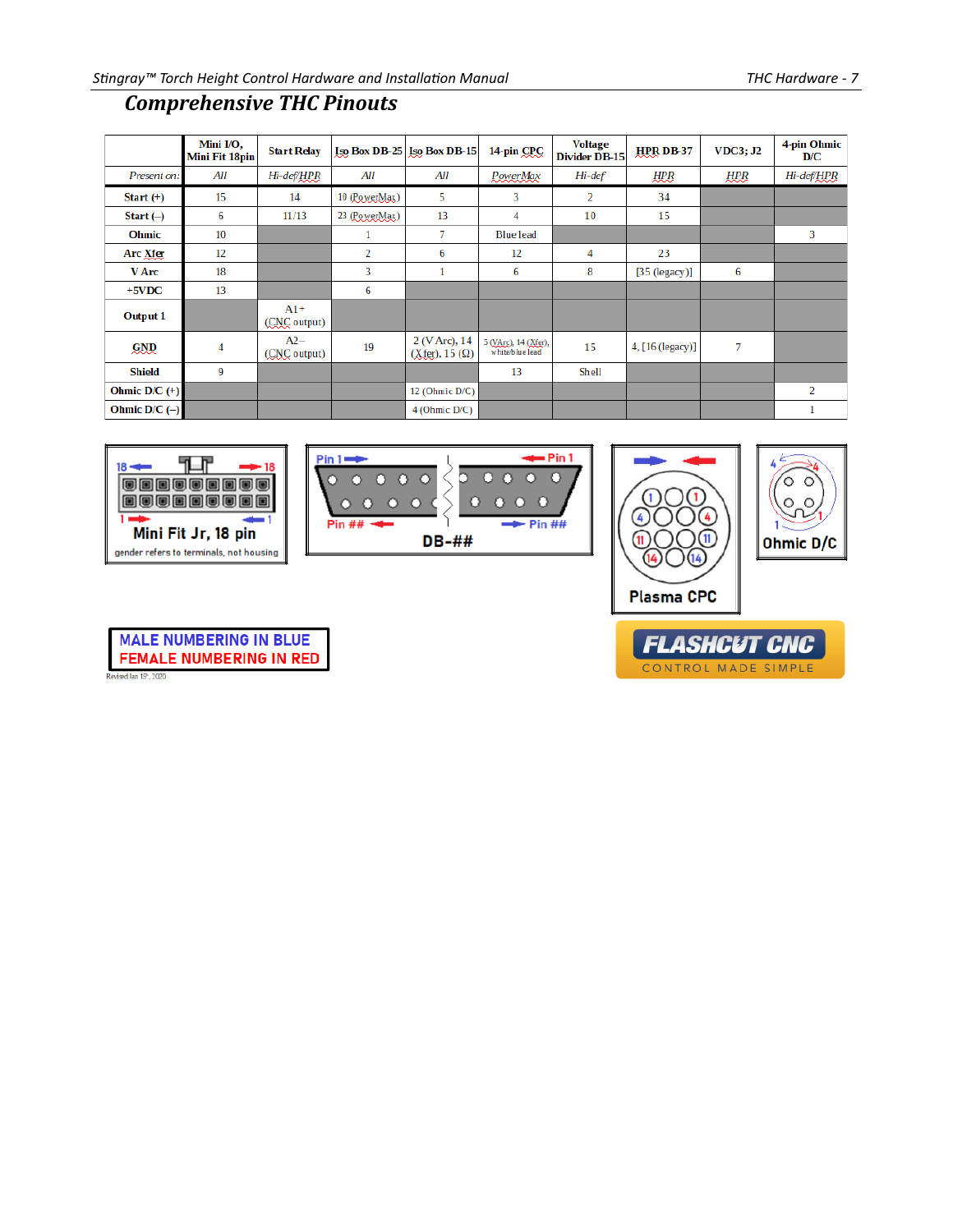## Comprehensive THC Pinouts

| | Mini I/O, Mini Fit 18pin | Start Relay | Iso Box DB-25 | Iso Box DB-15 | 14-pin CPC | Voltage Divider DB-15 | HPR DB-37 | VDC3; J2 | 4-pin Ohmic D/C |
|---|---|---|---|---|---|---|---|---|---|
| *Present on:* | *All* | *Hi-def/HPR* | *All* | *All* | *PowerMax* | *Hi-def* | *HPR* | *HPR* | *Hi-def/HPR* |
| **Start (+)** | 15 | 14 | 10 (PowerMax) | 5 | 3 | 2 | 34 | | |
| **Start (–)** | 6 | 11/13 | 23 (PowerMax) | 13 | 4 | 10 | 15 | | |
| **Ohmic** | 10 | | 1 | 7 | Blue lead | | | | 3 |
| **Arc Xfer** | 12 | | 2 | 6 | 12 | 4 | 23 | | |
| **V Arc** | 18 | | 3 | 1 | 6 | 8 | [35 (legacy)] | 6 | |
| **+5VDC** | 13 | | 6 | | | | | | |
| **Output 1** | | A1+ (CNC output) | | | | | | | |
| **GND** | 4 | A2– (CNC output) | 19 | 2 (V Arc), 14 (Xfer), 15 (Ω) | 5 (VArc), 14 (Xfer), white/blue lead | 15 | 4, [16 (legacy)] | 7 | |
| **Shield** | 9 | | | | 13 | Shell | | | |
| **Ohmic D/C (+)** | | | | 12 (Ohmic D/C) | | | | | 2 |
| **Ohmic D/C (–)** | | | | 4 (Ohmic D/C) | | | | | 1 |

Mini Fit Jr, 18 pin — gender refers to terminals, not housing

DB-##

Plasma CPC

Ohmic D/C

MALE NUMBERING IN BLUE
FEMALE NUMBERING IN RED

Revised Jan 15th, 2020

FLASHCUT CNC — CONTROL MADE SIMPLE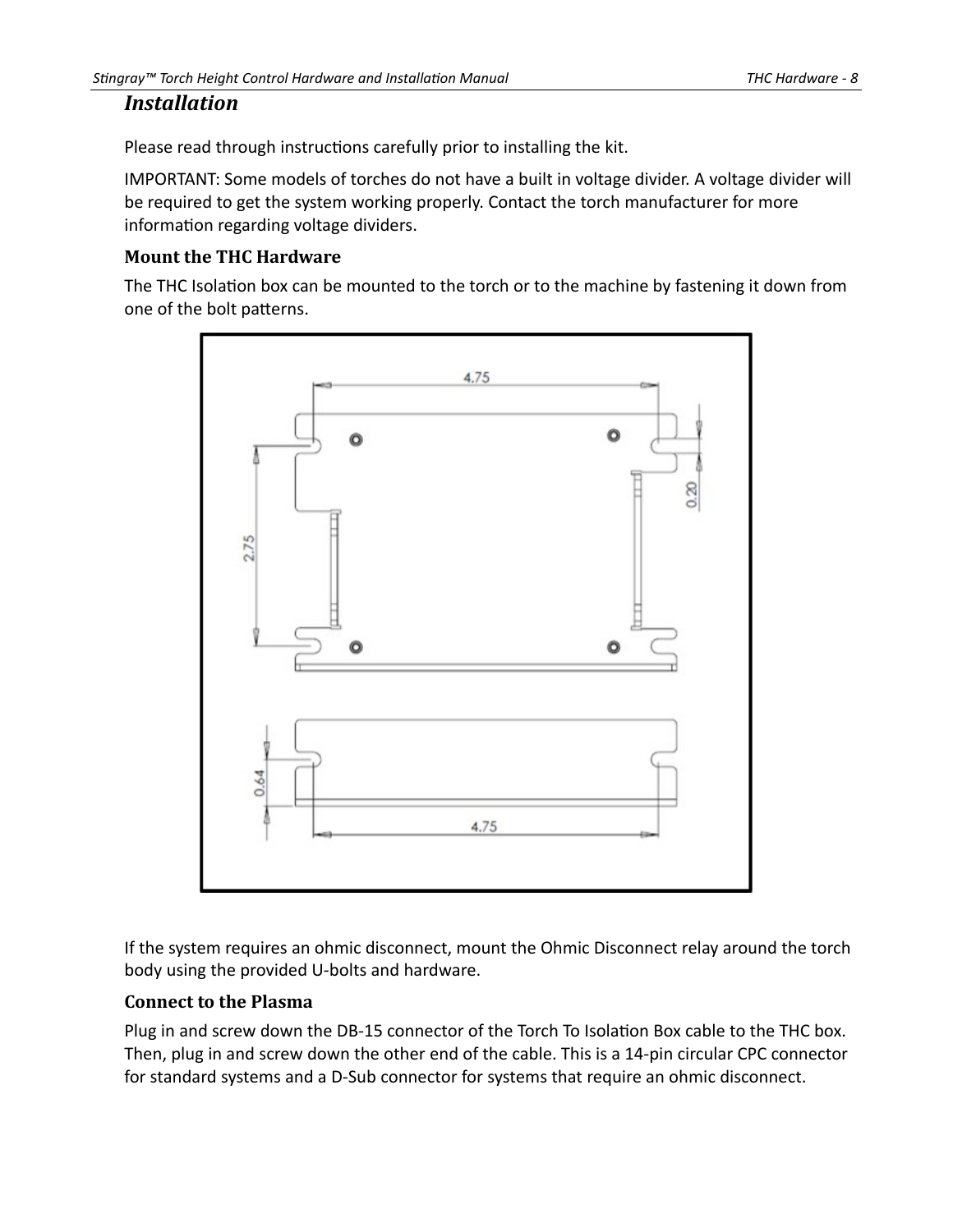## *Installation*

Please read through instructions carefully prior to installing the kit.

IMPORTANT: Some models of torches do not have a built in voltage divider. A voltage divider will be required to get the system working properly. Contact the torch manufacturer for more information regarding voltage dividers.

### Mount the THC Hardware

The THC Isolation box can be mounted to the torch or to the machine by fastening it down from one of the bolt patterns.

If the system requires an ohmic disconnect, mount the Ohmic Disconnect relay around the torch body using the provided U-bolts and hardware.

### Connect to the Plasma

Plug in and screw down the DB-15 connector of the Torch To Isolation Box cable to the THC box. Then, plug in and screw down the other end of the cable. This is a 14-pin circular CPC connector for standard systems and a D-Sub connector for systems that require an ohmic disconnect.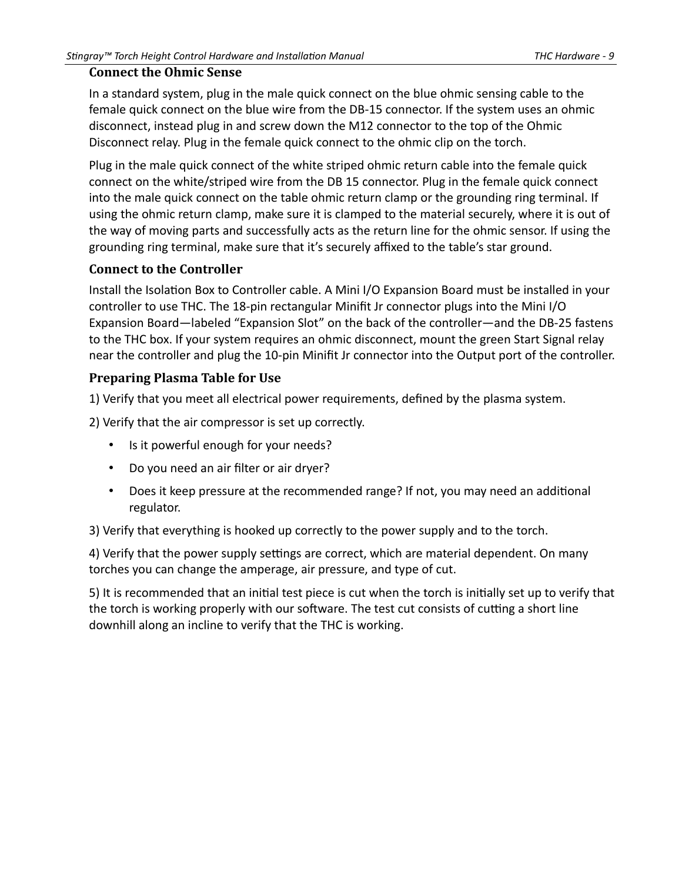### Connect the Ohmic Sense

In a standard system, plug in the male quick connect on the blue ohmic sensing cable to the female quick connect on the blue wire from the DB-15 connector. If the system uses an ohmic disconnect, instead plug in and screw down the M12 connector to the top of the Ohmic Disconnect relay. Plug in the female quick connect to the ohmic clip on the torch.

Plug in the male quick connect of the white striped ohmic return cable into the female quick connect on the white/striped wire from the DB 15 connector. Plug in the female quick connect into the male quick connect on the table ohmic return clamp or the grounding ring terminal. If using the ohmic return clamp, make sure it is clamped to the material securely, where it is out of the way of moving parts and successfully acts as the return line for the ohmic sensor. If using the grounding ring terminal, make sure that it's securely affixed to the table's star ground.

### Connect to the Controller

Install the Isolation Box to Controller cable. A Mini I/O Expansion Board must be installed in your controller to use THC. The 18-pin rectangular Minifit Jr connector plugs into the Mini I/O Expansion Board—labeled "Expansion Slot" on the back of the controller—and the DB-25 fastens to the THC box. If your system requires an ohmic disconnect, mount the green Start Signal relay near the controller and plug the 10-pin Minifit Jr connector into the Output port of the controller.

### Preparing Plasma Table for Use

1) Verify that you meet all electrical power requirements, defined by the plasma system.

2) Verify that the air compressor is set up correctly.

- Is it powerful enough for your needs?
- Do you need an air filter or air dryer?
- Does it keep pressure at the recommended range? If not, you may need an additional regulator.

3) Verify that everything is hooked up correctly to the power supply and to the torch.

4) Verify that the power supply settings are correct, which are material dependent. On many torches you can change the amperage, air pressure, and type of cut.

5) It is recommended that an initial test piece is cut when the torch is initially set up to verify that the torch is working properly with our software. The test cut consists of cutting a short line downhill along an incline to verify that the THC is working.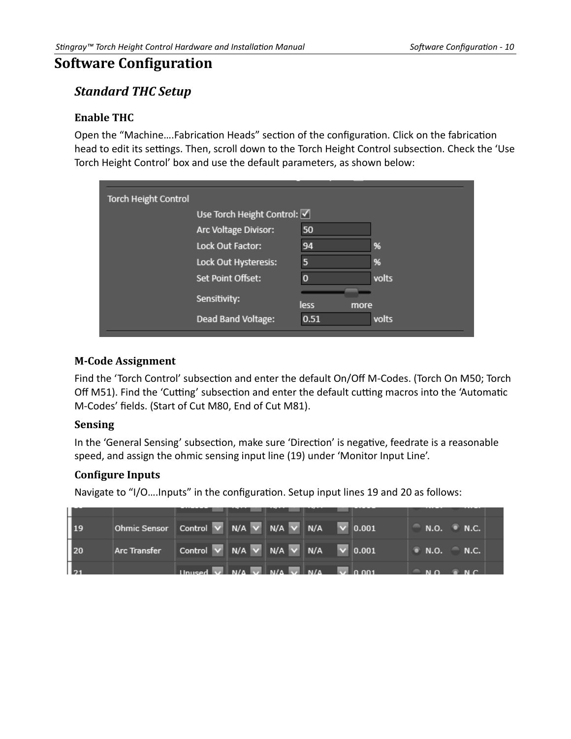# Software Configuration

## *Standard THC Setup*

### Enable THC

Open the “Machine….Fabrication Heads” section of the configuration. Click on the fabrication head to edit its settings. Then, scroll down to the Torch Height Control subsection. Check the ‘Use Torch Height Control’ box and use the default parameters, as shown below:

Torch Height Control

| Setting | Value | Unit |
|---|---|---|
| Use Torch Height Control: | ☑ | |
| Arc Voltage Divisor: | 50 | |
| Lock Out Factor: | 94 | % |
| Lock Out Hysteresis: | 5 | % |
| Set Point Offset: | 0 | volts |
| Sensitivity: | less — more | |
| Dead Band Voltage: | 0.51 | volts |

### M-Code Assignment

Find the ‘Torch Control’ subsection and enter the default On/Off M-Codes. (Torch On M50; Torch Off M51). Find the ‘Cutting’ subsection and enter the default cutting macros into the ‘Automatic M-Codes’ fields. (Start of Cut M80, End of Cut M81).

### Sensing

In the ‘General Sensing’ subsection, make sure ‘Direction’ is negative, feedrate is a reasonable speed, and assign the ohmic sensing input line (19) under ‘Monitor Input Line’.

### Configure Inputs

Navigate to “I/O….Inputs” in the configuration. Setup input lines 19 and 20 as follows:

| Line | Name | Type | | | | Debounce | N.O. | N.C. |
|---|---|---|---|---|---|---|---|---|
| 19 | Ohmic Sensor | Control | N/A | N/A | N/A | 0.001 | ○ | ● |
| 20 | Arc Transfer | Control | N/A | N/A | N/A | 0.001 | ● | ○ |
| 21 | | Unused | N/A | N/A | N/A | 0.001 | ○ | ● |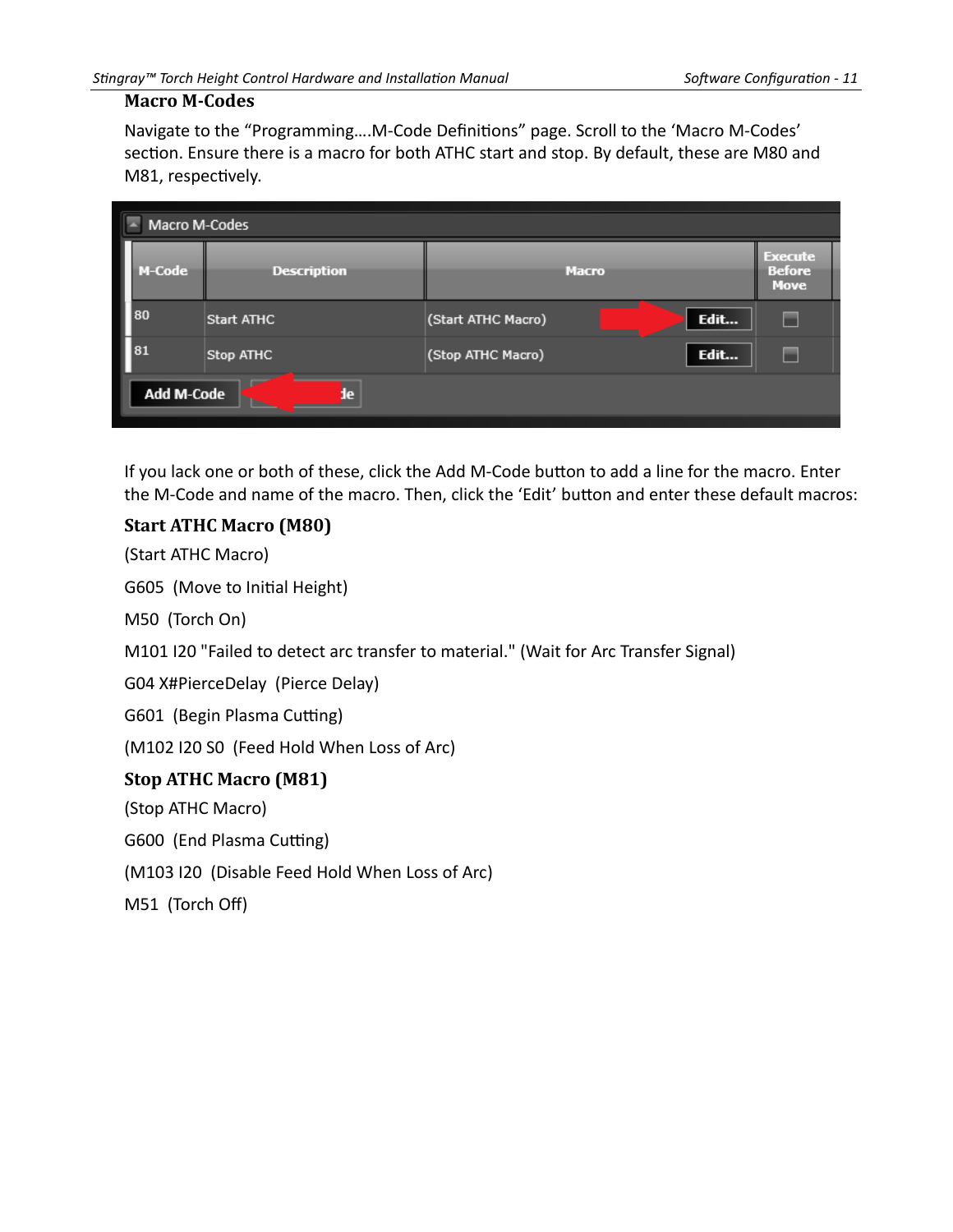## Macro M-Codes

Navigate to the "Programming….M-Code Definitions" page. Scroll to the 'Macro M-Codes' section. Ensure there is a macro for both ATHC start and stop. By default, these are M80 and M81, respectively.

If you lack one or both of these, click the Add M-Code button to add a line for the macro. Enter the M-Code and name of the macro. Then, click the 'Edit' button and enter these default macros:

### Start ATHC Macro (M80)

(Start ATHC Macro)

G605  (Move to Initial Height)

M50  (Torch On)

M101 I20 "Failed to detect arc transfer to material." (Wait for Arc Transfer Signal)

G04 X#PierceDelay  (Pierce Delay)

G601  (Begin Plasma Cutting)

(M102 I20 S0  (Feed Hold When Loss of Arc)

### Stop ATHC Macro (M81)

(Stop ATHC Macro)

G600  (End Plasma Cutting)

(M103 I20  (Disable Feed Hold When Loss of Arc)

M51  (Torch Off)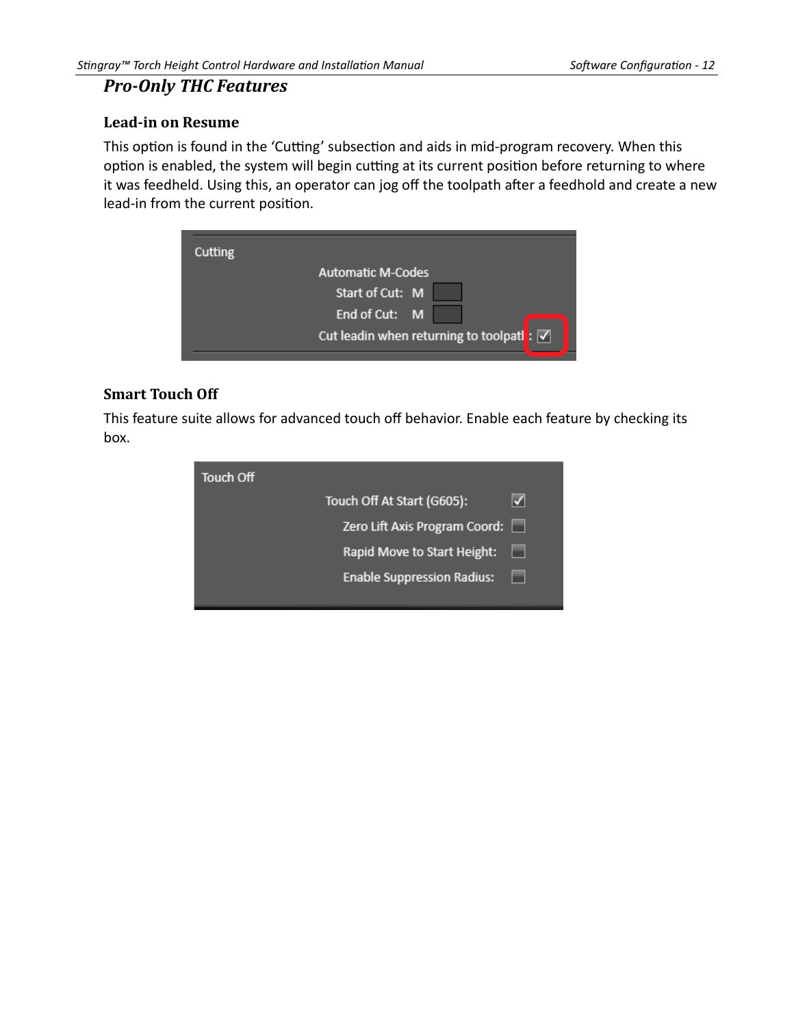## *Pro-Only THC Features*

### Lead-in on Resume

This option is found in the 'Cutting' subsection and aids in mid-program recovery. When this option is enabled, the system will begin cutting at its current position before returning to where it was feedheld. Using this, an operator can jog off the toolpath after a feedhold and create a new lead-in from the current position.

### Smart Touch Off

This feature suite allows for advanced touch off behavior. Enable each feature by checking its box.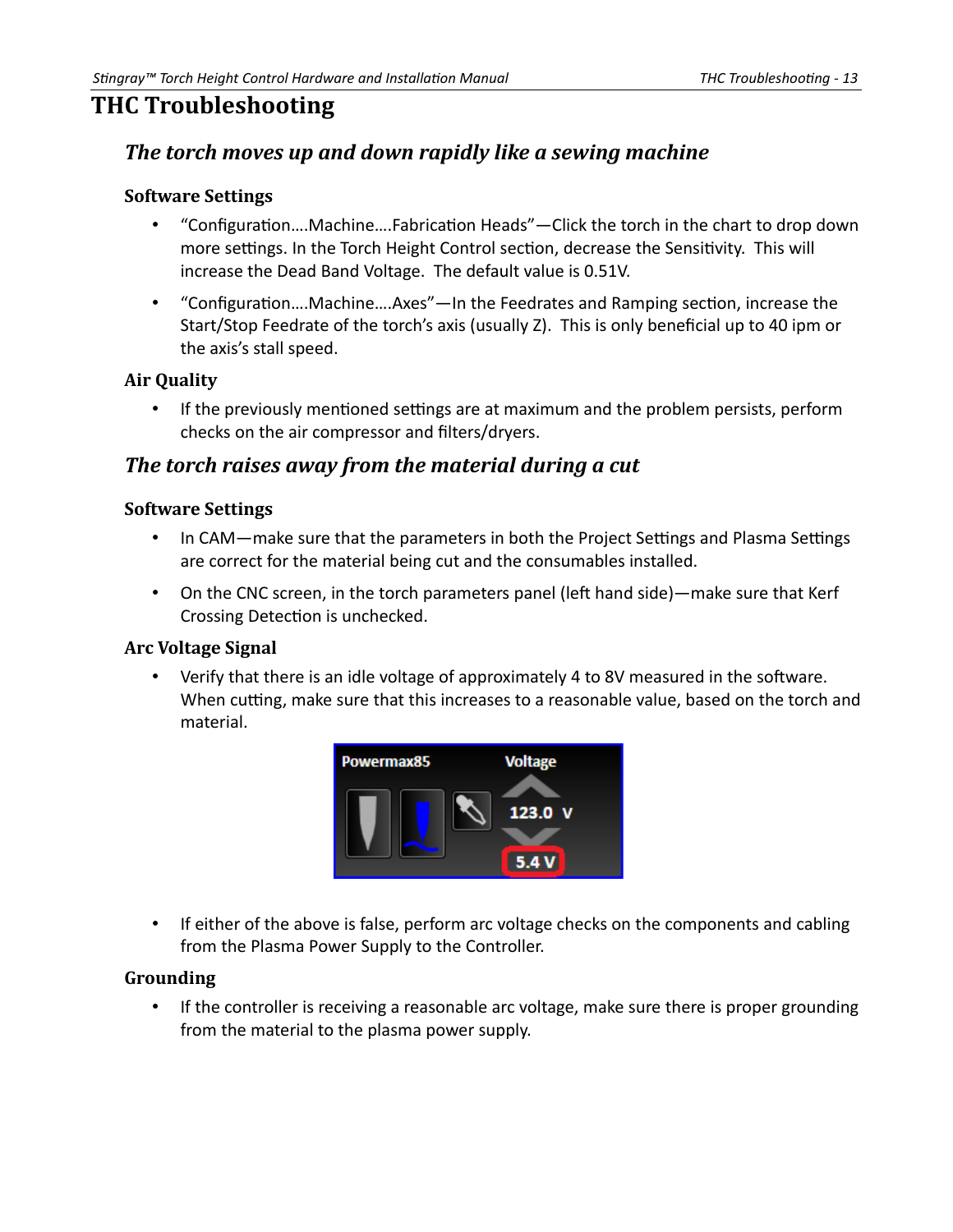# THC Troubleshooting

## *The torch moves up and down rapidly like a sewing machine*

### Software Settings

- "Configuration….Machine….Fabrication Heads"—Click the torch in the chart to drop down more settings. In the Torch Height Control section, decrease the Sensitivity. This will increase the Dead Band Voltage. The default value is 0.51V.
- "Configuration….Machine….Axes"—In the Feedrates and Ramping section, increase the Start/Stop Feedrate of the torch's axis (usually Z). This is only beneficial up to 40 ipm or the axis's stall speed.

### Air Quality

- If the previously mentioned settings are at maximum and the problem persists, perform checks on the air compressor and filters/dryers.

## *The torch raises away from the material during a cut*

### Software Settings

- In CAM—make sure that the parameters in both the Project Settings and Plasma Settings are correct for the material being cut and the consumables installed.
- On the CNC screen, in the torch parameters panel (left hand side)—make sure that Kerf Crossing Detection is unchecked.

### Arc Voltage Signal

- Verify that there is an idle voltage of approximately 4 to 8V measured in the software. When cutting, make sure that this increases to a reasonable value, based on the torch and material.

- If either of the above is false, perform arc voltage checks on the components and cabling from the Plasma Power Supply to the Controller.

### Grounding

- If the controller is receiving a reasonable arc voltage, make sure there is proper grounding from the material to the plasma power supply.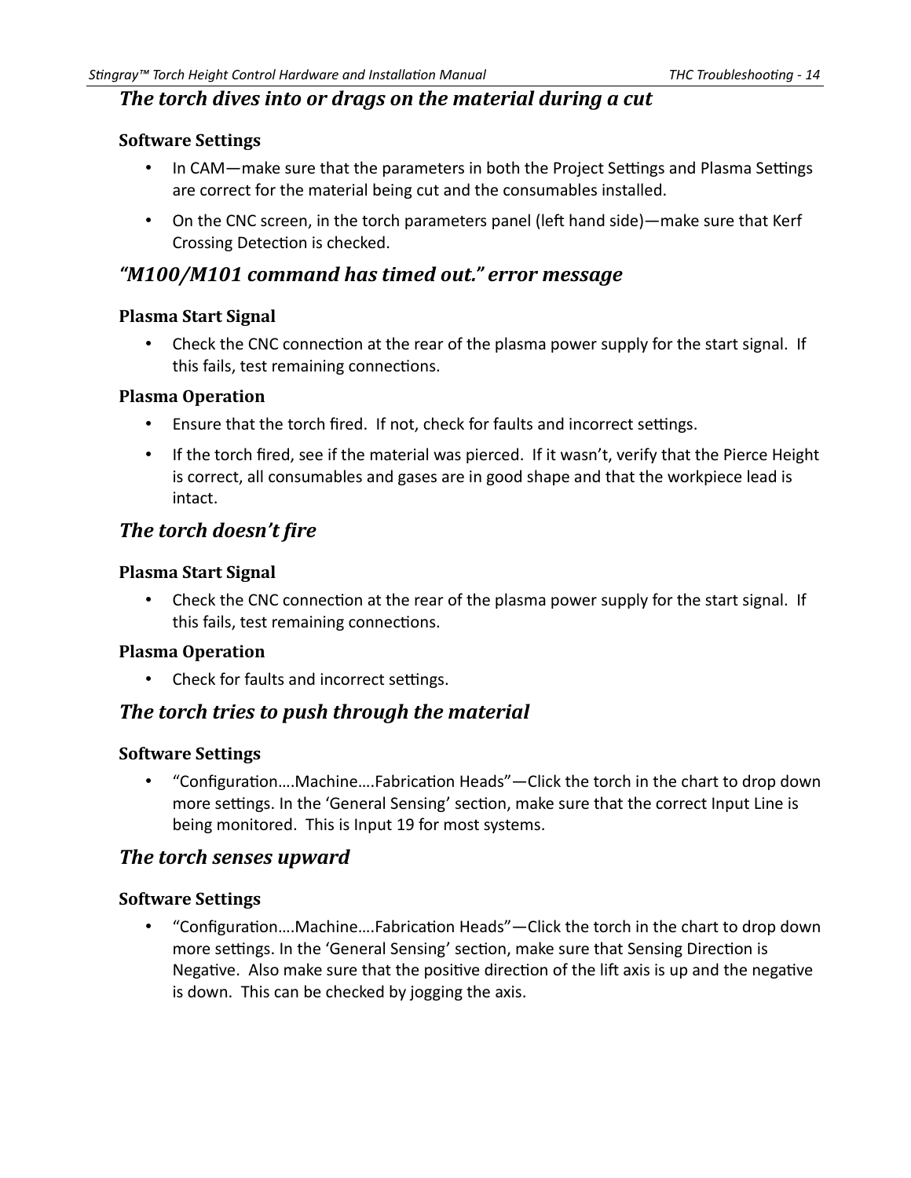## *The torch dives into or drags on the material during a cut*

### Software Settings

- In CAM—make sure that the parameters in both the Project Settings and Plasma Settings are correct for the material being cut and the consumables installed.
- On the CNC screen, in the torch parameters panel (left hand side)—make sure that Kerf Crossing Detection is checked.

## *"M100/M101 command has timed out." error message*

### Plasma Start Signal

- Check the CNC connection at the rear of the plasma power supply for the start signal. If this fails, test remaining connections.

### Plasma Operation

- Ensure that the torch fired. If not, check for faults and incorrect settings.
- If the torch fired, see if the material was pierced. If it wasn't, verify that the Pierce Height is correct, all consumables and gases are in good shape and that the workpiece lead is intact.

## *The torch doesn't fire*

### Plasma Start Signal

- Check the CNC connection at the rear of the plasma power supply for the start signal. If this fails, test remaining connections.

### Plasma Operation

- Check for faults and incorrect settings.

## *The torch tries to push through the material*

### Software Settings

- "Configuration….Machine….Fabrication Heads"—Click the torch in the chart to drop down more settings. In the 'General Sensing' section, make sure that the correct Input Line is being monitored. This is Input 19 for most systems.

## *The torch senses upward*

### Software Settings

- "Configuration….Machine….Fabrication Heads"—Click the torch in the chart to drop down more settings. In the 'General Sensing' section, make sure that Sensing Direction is Negative. Also make sure that the positive direction of the lift axis is up and the negative is down. This can be checked by jogging the axis.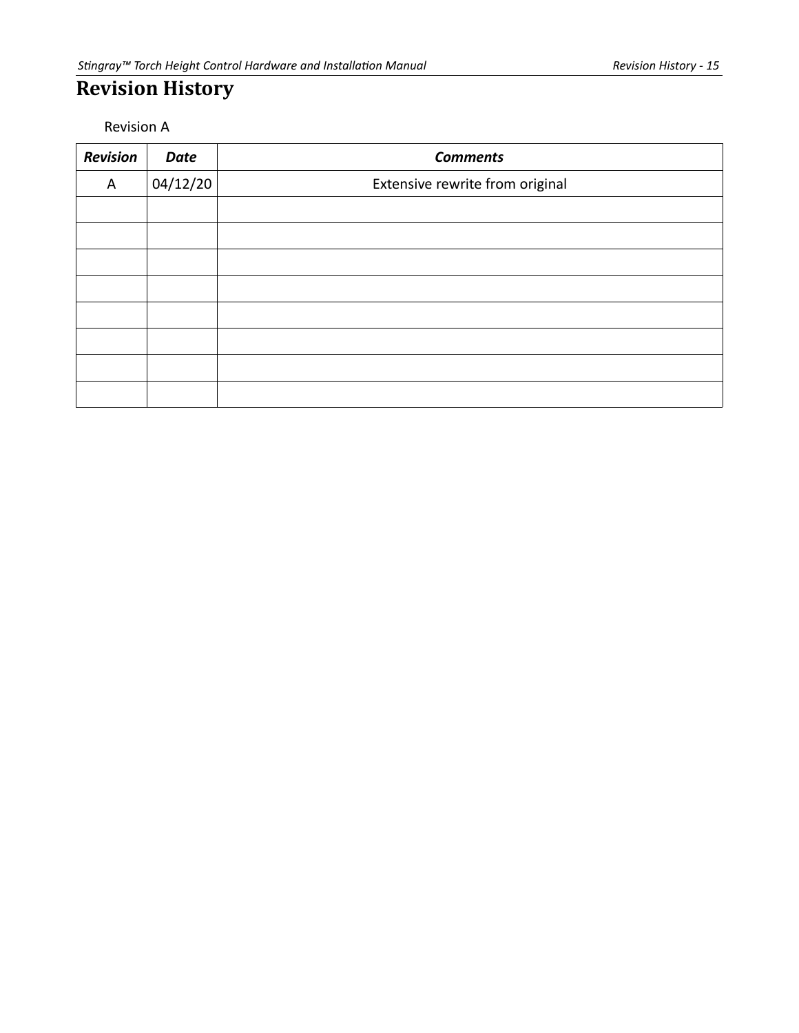# Revision History

Revision A

| ***Revision*** | ***Date*** | ***Comments*** |
|---|---|---|
| A | 04/12/20 | Extensive rewrite from original |
| | | |
| | | |
| | | |
| | | |
| | | |
| | | |
| | | |
| | | |